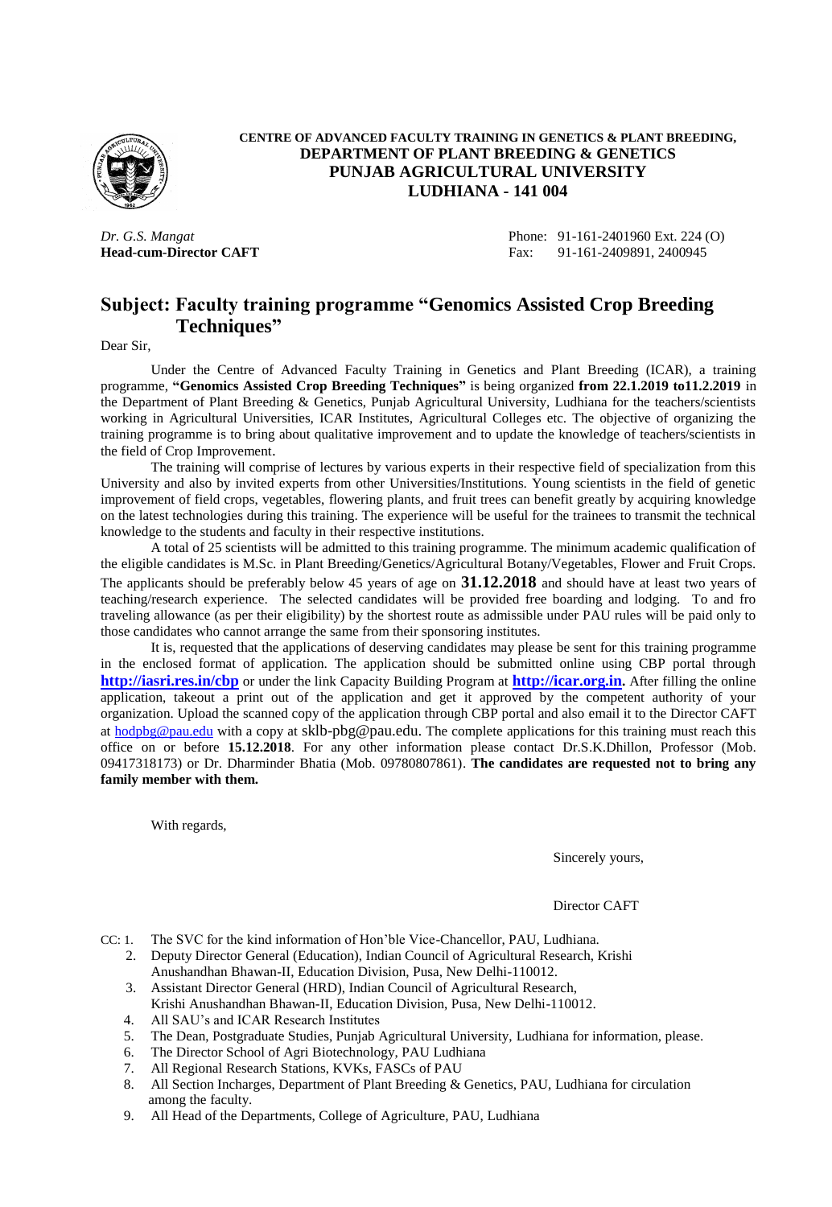**CENTRE OF ADVANCED FACULTY TRAINING IN GENETICS & PLANT BREEDING,**
**DEPARTMENT OF PLANT BREEDING & GENETICS**
**PUNJAB AGRICULTURAL UNIVERSITY**
**LUDHIANA - 141 004**

*Dr. G.S. Mangat*
**Head-cum-Director CAFT**

Phone: 91-161-2401960 Ext. 224 (O)
Fax: 91-161-2409891, 2400945

## Subject: Faculty training programme "Genomics Assisted Crop Breeding Techniques"

Dear Sir,

Under the Centre of Advanced Faculty Training in Genetics and Plant Breeding (ICAR), a training programme, **"Genomics Assisted Crop Breeding Techniques"** is being organized **from 22.1.2019 to11.2.2019** in the Department of Plant Breeding & Genetics, Punjab Agricultural University, Ludhiana for the teachers/scientists working in Agricultural Universities, ICAR Institutes, Agricultural Colleges etc. The objective of organizing the training programme is to bring about qualitative improvement and to update the knowledge of teachers/scientists in the field of Crop Improvement.

The training will comprise of lectures by various experts in their respective field of specialization from this University and also by invited experts from other Universities/Institutions. Young scientists in the field of genetic improvement of field crops, vegetables, flowering plants, and fruit trees can benefit greatly by acquiring knowledge on the latest technologies during this training. The experience will be useful for the trainees to transmit the technical knowledge to the students and faculty in their respective institutions.

A total of 25 scientists will be admitted to this training programme. The minimum academic qualification of the eligible candidates is M.Sc. in Plant Breeding/Genetics/Agricultural Botany/Vegetables, Flower and Fruit Crops. The applicants should be preferably below 45 years of age on **31.12.2018** and should have at least two years of teaching/research experience. The selected candidates will be provided free boarding and lodging. To and fro traveling allowance (as per their eligibility) by the shortest route as admissible under PAU rules will be paid only to those candidates who cannot arrange the same from their sponsoring institutes.

It is, requested that the applications of deserving candidates may please be sent for this training programme in the enclosed format of application. The application should be submitted online using CBP portal through **http://iasri.res.in/cbp** or under the link Capacity Building Program at **http://icar.org.in.** After filling the online application, takeout a print out of the application and get it approved by the competent authority of your organization. Upload the scanned copy of the application through CBP portal and also email it to the Director CAFT at hodpbg@pau.edu with a copy at sklb-pbg@pau.edu. The complete applications for this training must reach this office on or before **15.12.2018**. For any other information please contact Dr.S.K.Dhillon, Professor (Mob. 09417318173) or Dr. Dharminder Bhatia (Mob. 09780807861). **The candidates are requested not to bring any family member with them.**

With regards,

Sincerely yours,

Director CAFT

CC:
1. The SVC for the kind information of Hon'ble Vice-Chancellor, PAU, Ludhiana.
2. Deputy Director General (Education), Indian Council of Agricultural Research, Krishi Anushandhan Bhawan-II, Education Division, Pusa, New Delhi-110012.
3. Assistant Director General (HRD), Indian Council of Agricultural Research, Krishi Anushandhan Bhawan-II, Education Division, Pusa, New Delhi-110012.
4. All SAU's and ICAR Research Institutes
5. The Dean, Postgraduate Studies, Punjab Agricultural University, Ludhiana for information, please.
6. The Director School of Agri Biotechnology, PAU Ludhiana
7. All Regional Research Stations, KVKs, FASCs of PAU
8. All Section Incharges, Department of Plant Breeding & Genetics, PAU, Ludhiana for circulation among the faculty.
9. All Head of the Departments, College of Agriculture, PAU, Ludhiana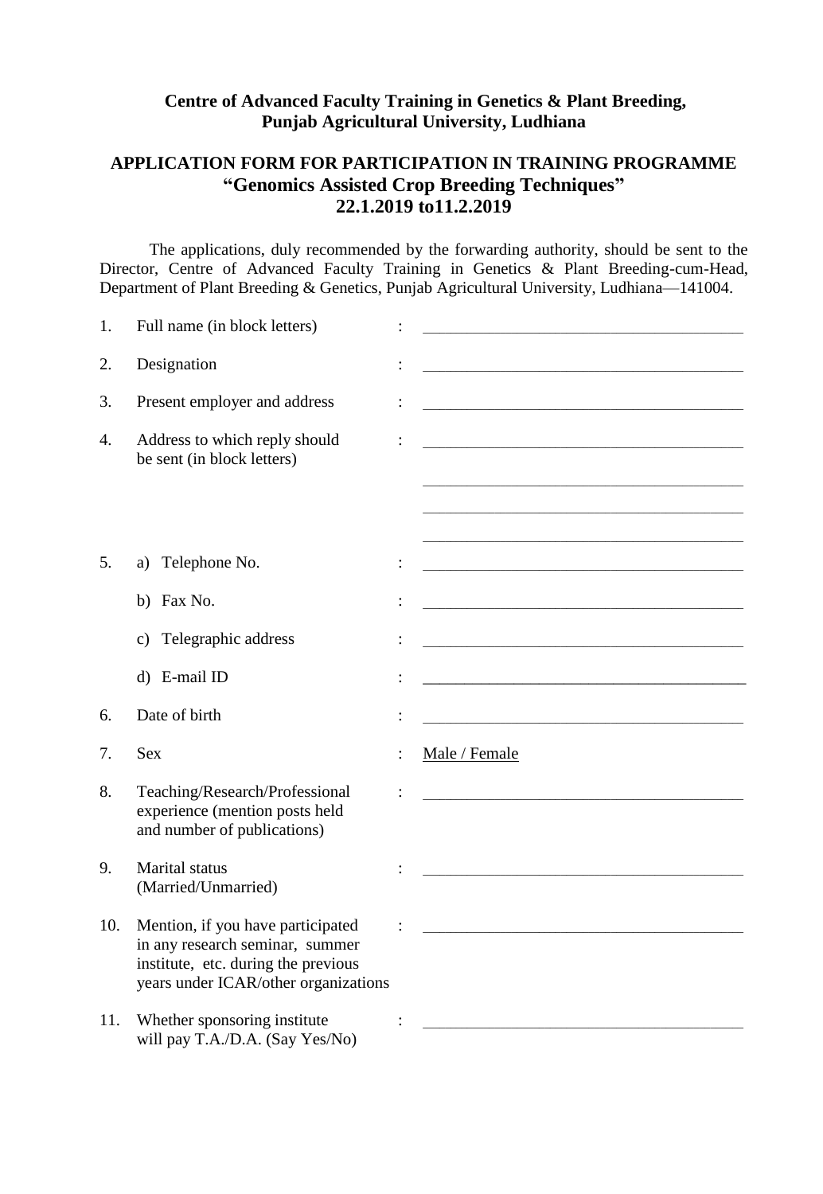**Centre of Advanced Faculty Training in Genetics & Plant Breeding, Punjab Agricultural University, Ludhiana**

## APPLICATION FORM FOR PARTICIPATION IN TRAINING PROGRAMME
## "Genomics Assisted Crop Breeding Techniques"
## 22.1.2019 to11.2.2019

The applications, duly recommended by the forwarding authority, should be sent to the Director, Centre of Advanced Faculty Training in Genetics & Plant Breeding-cum-Head, Department of Plant Breeding & Genetics, Punjab Agricultural University, Ludhiana—141004.

1. Full name (in block letters) : ________________________________________
2. Designation : ________________________________________
3. Present employer and address : ________________________________________
4. Address to which reply should be sent (in block letters) : ________________________________________

   ________________________________________

   ________________________________________

   ________________________________________
5. a) Telephone No. : ________________________________________

   b) Fax No. : ________________________________________

   c) Telegraphic address : ________________________________________

   d) E-mail ID : ________________________________________
6. Date of birth : ________________________________________
7. Sex : Male / Female
8. Teaching/Research/Professional experience (mention posts held and number of publications) : ________________________________________
9. Marital status (Married/Unmarried) : ________________________________________
10. Mention, if you have participated in any research seminar, summer institute, etc. during the previous years under ICAR/other organizations : ________________________________________
11. Whether sponsoring institute will pay T.A./D.A. (Say Yes/No) : ________________________________________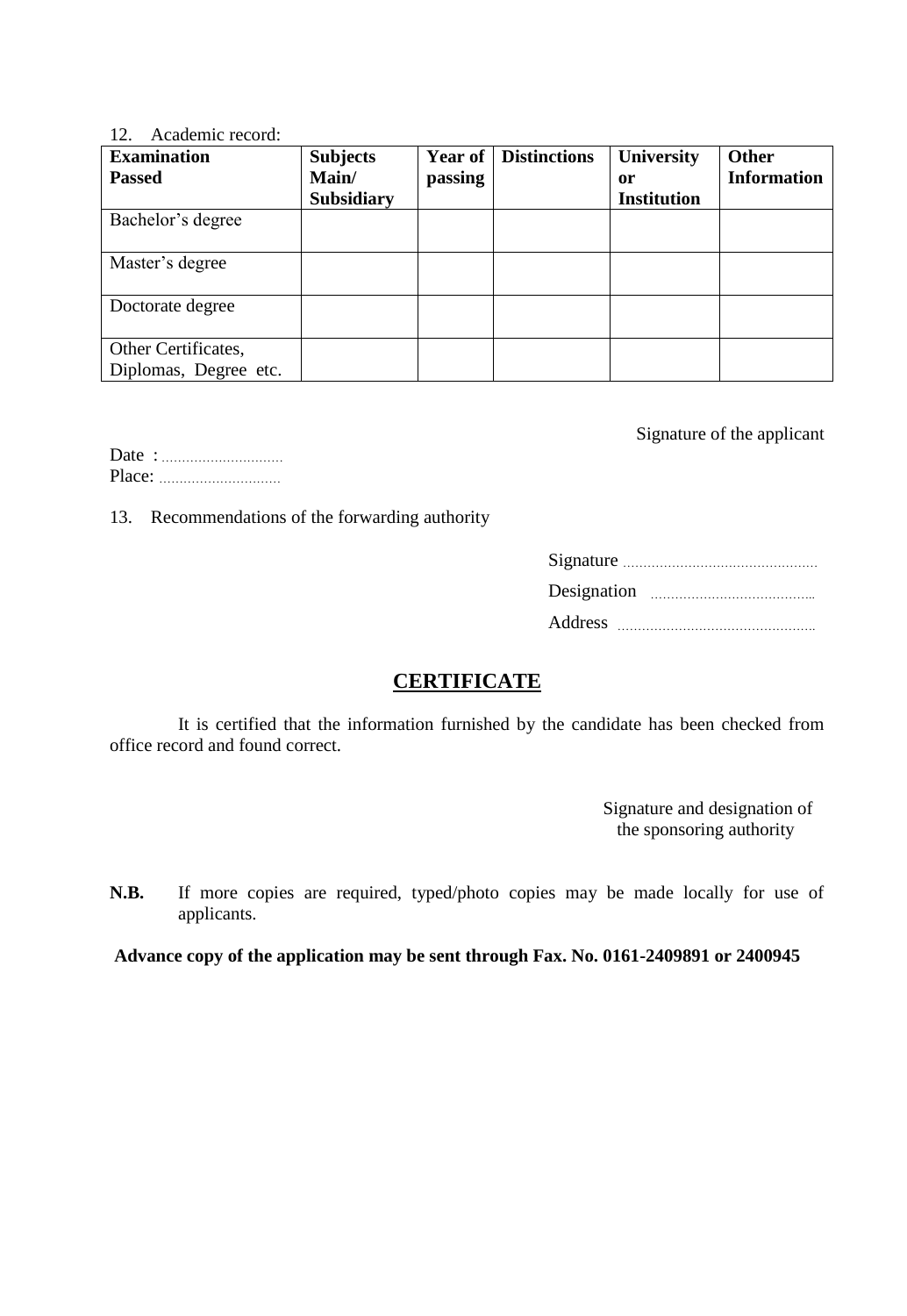12. Academic record:

| **Examination Passed** | **Subjects Main/ Subsidiary** | **Year of passing** | **Distinctions** | **University or Institution** | **Other Information** |
|---|---|---|---|---|---|
| Bachelor's degree | | | | | |
| Master's degree | | | | | |
| Doctorate degree | | | | | |
| Other Certificates, Diplomas, Degree etc. | | | | | |

Signature of the applicant

Date : .............................
Place: .............................

13. Recommendations of the forwarding authority

Signature ...............................................
Designation .......................................
Address ...............................................

## CERTIFICATE

It is certified that the information furnished by the candidate has been checked from office record and found correct.

Signature and designation of the sponsoring authority

**N.B.** If more copies are required, typed/photo copies may be made locally for use of applicants.

**Advance copy of the application may be sent through Fax. No. 0161-2409891 or 2400945**